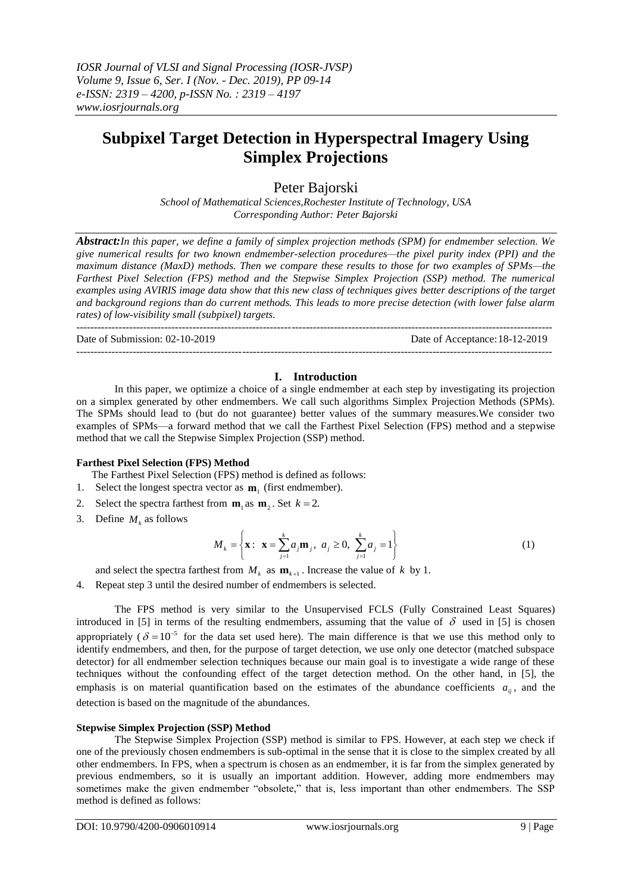# Subpixel Target Detection in Hyperspectral Imagery Using Simplex Projections

Peter Bajorski

*School of Mathematical Sciences,Rochester Institute of Technology, USA*
*Corresponding Author: Peter Bajorski*

***Abstract:*** *In this paper, we define a family of simplex projection methods (SPM) for endmember selection. We give numerical results for two known endmember-selection procedures—the pixel purity index (PPI) and the maximum distance (MaxD) methods. Then we compare these results to those for two examples of SPMs—the Farthest Pixel Selection (FPS) method and the Stepwise Simplex Projection (SSP) method. The numerical examples using AVIRIS image data show that this new class of techniques gives better descriptions of the target and background regions than do current methods. This leads to more precise detection (with lower false alarm rates) of low-visibility small (subpixel) targets.*

---

Date of Submission: 02-10-2019 | Date of Acceptance: 18-12-2019

---

## I. Introduction

In this paper, we optimize a choice of a single endmember at each step by investigating its projection on a simplex generated by other endmembers. We call such algorithms Simplex Projection Methods (SPMs). The SPMs should lead to (but do not guarantee) better values of the summary measures. We consider two examples of SPMs—a forward method that we call the Farthest Pixel Selection (FPS) method and a stepwise method that we call the Stepwise Simplex Projection (SSP) method.

### Farthest Pixel Selection (FPS) Method

The Farthest Pixel Selection (FPS) method is defined as follows:

1. Select the longest spectra vector as $\mathbf{m}_1$ (first endmember).
2. Select the spectra farthest from $\mathbf{m}_1$ as $\mathbf{m}_2$. Set $k = 2$.
3. Define $M_k$ as follows

$$M_k = \left\{ \mathbf{x} : \ \mathbf{x} = \sum_{j=1}^{k} a_j \mathbf{m}_j, \ a_j \geq 0, \ \sum_{j=1}^{k} a_j = 1 \right\} \tag{1}$$

   and select the spectra farthest from $M_k$ as $\mathbf{m}_{k+1}$. Increase the value of $k$ by 1.

4. Repeat step 3 until the desired number of endmembers is selected.

The FPS method is very similar to the Unsupervised FCLS (Fully Constrained Least Squares) introduced in [5] in terms of the resulting endmembers, assuming that the value of $\delta$ used in [5] is chosen appropriately ($\delta = 10^{-5}$ for the data set used here). The main difference is that we use this method only to identify endmembers, and then, for the purpose of target detection, we use only one detector (matched subspace detector) for all endmember selection techniques because our main goal is to investigate a wide range of these techniques without the confounding effect of the target detection method. On the other hand, in [5], the emphasis is on material quantification based on the estimates of the abundance coefficients $a_{ij}$, and the detection is based on the magnitude of the abundances.

### Stepwise Simplex Projection (SSP) Method

The Stepwise Simplex Projection (SSP) method is similar to FPS. However, at each step we check if one of the previously chosen endmembers is sub-optimal in the sense that it is close to the simplex created by all other endmembers. In FPS, when a spectrum is chosen as an endmember, it is far from the simplex generated by previous endmembers, so it is usually an important addition. However, adding more endmembers may sometimes make the given endmember "obsolete," that is, less important than other endmembers. The SSP method is defined as follows: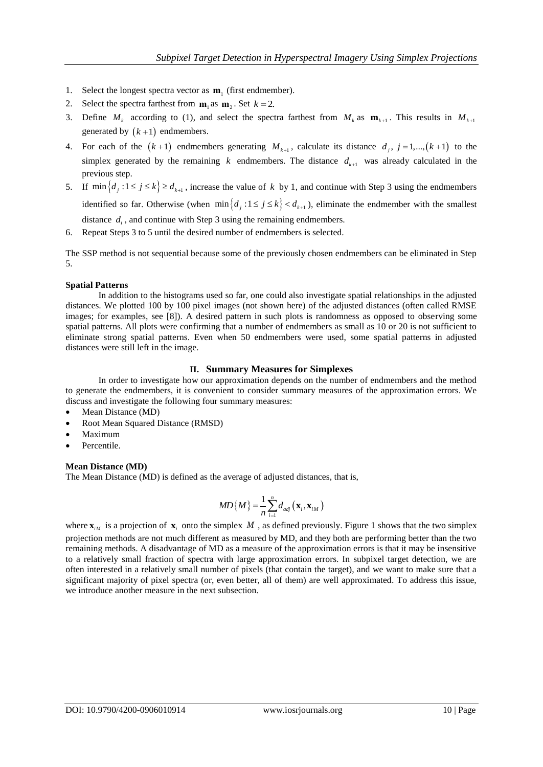1. Select the longest spectra vector as $\mathbf{m}_1$ (first endmember).
2. Select the spectra farthest from $\mathbf{m}_1$ as $\mathbf{m}_2$. Set $k = 2$.
3. Define $M_k$ according to (1), and select the spectra farthest from $M_k$ as $\mathbf{m}_{k+1}$. This results in $M_{k+1}$ generated by $(k+1)$ endmembers.
4. For each of the $(k+1)$ endmembers generating $M_{k+1}$, calculate its distance $d_j$, $j = 1,...,(k+1)$ to the simplex generated by the remaining $k$ endmembers. The distance $d_{k+1}$ was already calculated in the previous step.
5. If $\min\{d_j : 1 \le j \le k\} \ge d_{k+1}$, increase the value of $k$ by 1, and continue with Step 3 using the endmembers identified so far. Otherwise (when $\min\{d_j : 1 \le j \le k\} < d_{k+1}$), eliminate the endmember with the smallest distance $d_i$, and continue with Step 3 using the remaining endmembers.
6. Repeat Steps 3 to 5 until the desired number of endmembers is selected.

The SSP method is not sequential because some of the previously chosen endmembers can be eliminated in Step 5.

**Spatial Patterns**

In addition to the histograms used so far, one could also investigate spatial relationships in the adjusted distances. We plotted 100 by 100 pixel images (not shown here) of the adjusted distances (often called RMSE images; for examples, see [8]). A desired pattern in such plots is randomness as opposed to observing some spatial patterns. All plots were confirming that a number of endmembers as small as 10 or 20 is not sufficient to eliminate strong spatial patterns. Even when 50 endmembers were used, some spatial patterns in adjusted distances were still left in the image.

## II. Summary Measures for Simplexes

In order to investigate how our approximation depends on the number of endmembers and the method to generate the endmembers, it is convenient to consider summary measures of the approximation errors. We discuss and investigate the following four summary measures:

- Mean Distance (MD)
- Root Mean Squared Distance (RMSD)
- Maximum
- Percentile.

**Mean Distance (MD)**

The Mean Distance (MD) is defined as the average of adjusted distances, that is,

$$MD\{M\} = \frac{1}{n}\sum_{i=1}^{n} d_{adj}\left(\mathbf{x}_i, \mathbf{x}_{iM}\right)$$

where $\mathbf{x}_{iM}$ is a projection of $\mathbf{x}_i$ onto the simplex $M$, as defined previously. Figure 1 shows that the two simplex projection methods are not much different as measured by MD, and they both are performing better than the two remaining methods. A disadvantage of MD as a measure of the approximation errors is that it may be insensitive to a relatively small fraction of spectra with large approximation errors. In subpixel target detection, we are often interested in a relatively small number of pixels (that contain the target), and we want to make sure that a significant majority of pixel spectra (or, even better, all of them) are well approximated. To address this issue, we introduce another measure in the next subsection.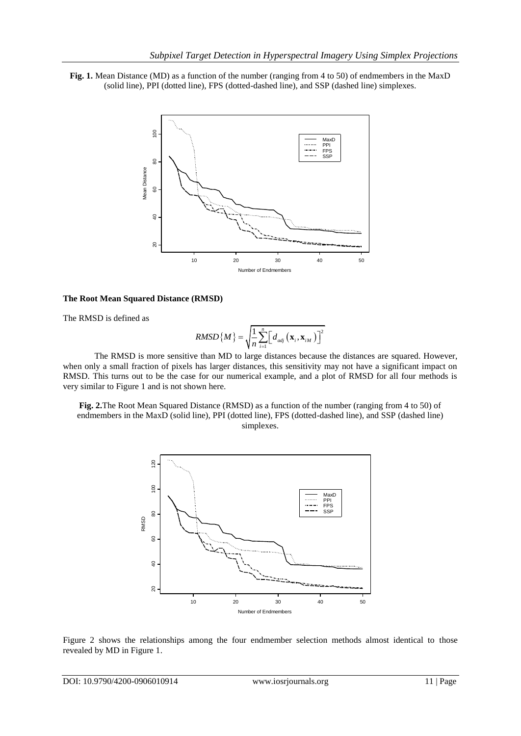**Fig. 1.** Mean Distance (MD) as a function of the number (ranging from 4 to 50) of endmembers in the MaxD (solid line), PPI (dotted line), FPS (dotted-dashed line), and SSP (dashed line) simplexes.

**The Root Mean Squared Distance (RMSD)**

The RMSD is defined as

$$RMSD\{M\} = \sqrt{\frac{1}{n}\sum_{i=1}^{n}\left[d_{adj}\left(\mathbf{x}_i, \mathbf{x}_{iM}\right)\right]^2}$$

The RMSD is more sensitive than MD to large distances because the distances are squared. However, when only a small fraction of pixels has larger distances, this sensitivity may not have a significant impact on RMSD. This turns out to be the case for our numerical example, and a plot of RMSD for all four methods is very similar to Figure 1 and is not shown here.

**Fig. 2.** The Root Mean Squared Distance (RMSD) as a function of the number (ranging from 4 to 50) of endmembers in the MaxD (solid line), PPI (dotted line), FPS (dotted-dashed line), and SSP (dashed line) simplexes.

Figure 2 shows the relationships among the four endmember selection methods almost identical to those revealed by MD in Figure 1.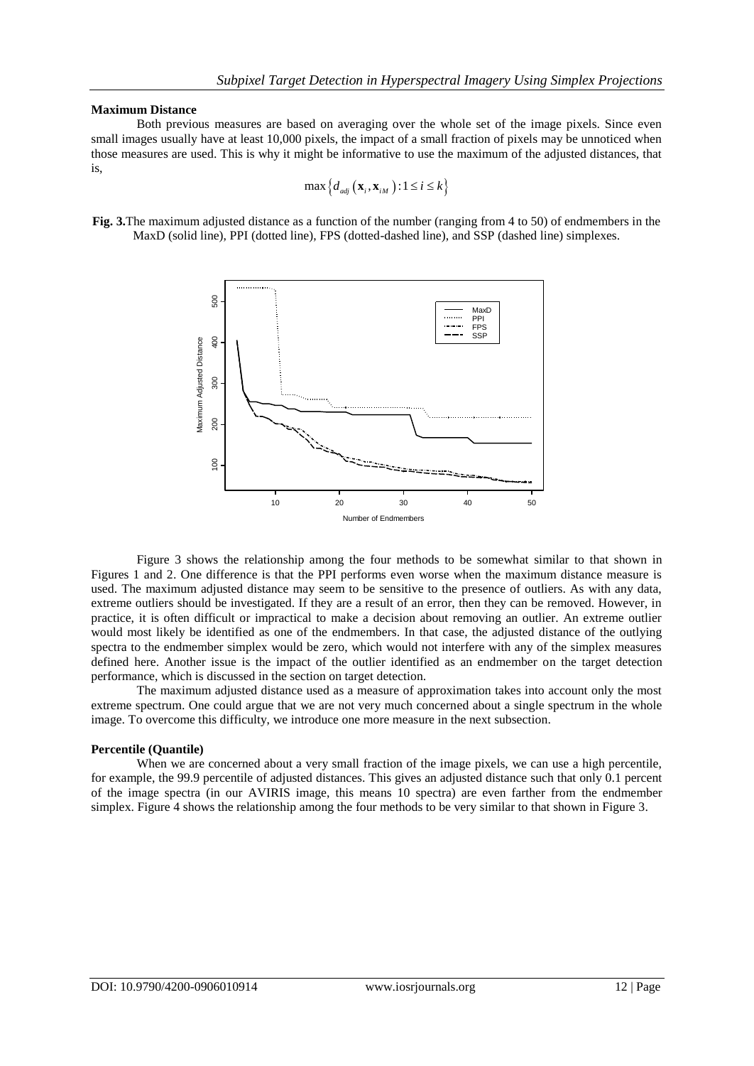**Maximum Distance**

Both previous measures are based on averaging over the whole set of the image pixels. Since even small images usually have at least 10,000 pixels, the impact of a small fraction of pixels may be unnoticed when those measures are used. This is why it might be informative to use the maximum of the adjusted distances, that is,

$$\max\left\{d_{adj}\left(\mathbf{x}_i, \mathbf{x}_{iM}\right) : 1 \le i \le k\right\}$$

**Fig. 3.** The maximum adjusted distance as a function of the number (ranging from 4 to 50) of endmembers in the MaxD (solid line), PPI (dotted line), FPS (dotted-dashed line), and SSP (dashed line) simplexes.

Figure 3 shows the relationship among the four methods to be somewhat similar to that shown in Figures 1 and 2. One difference is that the PPI performs even worse when the maximum distance measure is used. The maximum adjusted distance may seem to be sensitive to the presence of outliers. As with any data, extreme outliers should be investigated. If they are a result of an error, then they can be removed. However, in practice, it is often difficult or impractical to make a decision about removing an outlier. An extreme outlier would most likely be identified as one of the endmembers. In that case, the adjusted distance of the outlying spectra to the endmember simplex would be zero, which would not interfere with any of the simplex measures defined here. Another issue is the impact of the outlier identified as an endmember on the target detection performance, which is discussed in the section on target detection.

The maximum adjusted distance used as a measure of approximation takes into account only the most extreme spectrum. One could argue that we are not very much concerned about a single spectrum in the whole image. To overcome this difficulty, we introduce one more measure in the next subsection.

**Percentile (Quantile)**

When we are concerned about a very small fraction of the image pixels, we can use a high percentile, for example, the 99.9 percentile of adjusted distances. This gives an adjusted distance such that only 0.1 percent of the image spectra (in our AVIRIS image, this means 10 spectra) are even farther from the endmember simplex. Figure 4 shows the relationship among the four methods to be very similar to that shown in Figure 3.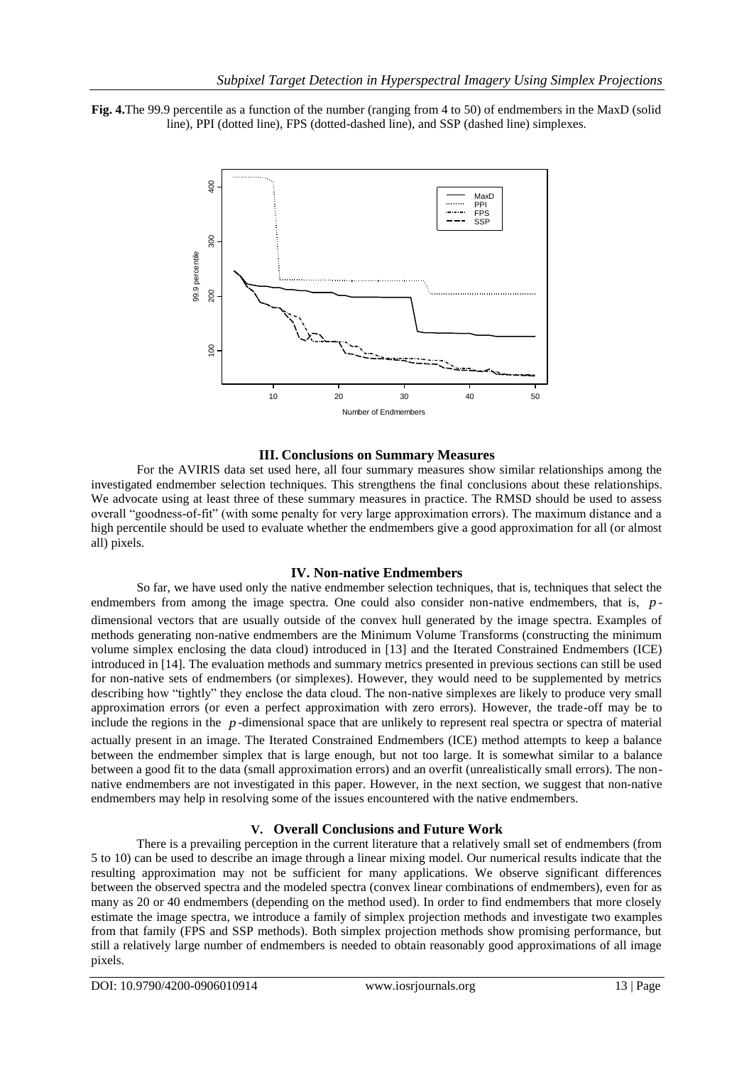**Fig. 4.** The 99.9 percentile as a function of the number (ranging from 4 to 50) of endmembers in the MaxD (solid line), PPI (dotted line), FPS (dotted-dashed line), and SSP (dashed line) simplexes.

## III. Conclusions on Summary Measures

For the AVIRIS data set used here, all four summary measures show similar relationships among the investigated endmember selection techniques. This strengthens the final conclusions about these relationships. We advocate using at least three of these summary measures in practice. The RMSD should be used to assess overall "goodness-of-fit" (with some penalty for very large approximation errors). The maximum distance and a high percentile should be used to evaluate whether the endmembers give a good approximation for all (or almost all) pixels.

## IV. Non-native Endmembers

So far, we have used only the native endmember selection techniques, that is, techniques that select the endmembers from among the image spectra. One could also consider non-native endmembers, that is, $p$-dimensional vectors that are usually outside of the convex hull generated by the image spectra. Examples of methods generating non-native endmembers are the Minimum Volume Transforms (constructing the minimum volume simplex enclosing the data cloud) introduced in [13] and the Iterated Constrained Endmembers (ICE) introduced in [14]. The evaluation methods and summary metrics presented in previous sections can still be used for non-native sets of endmembers (or simplexes). However, they would need to be supplemented by metrics describing how "tightly" they enclose the data cloud. The non-native simplexes are likely to produce very small approximation errors (or even a perfect approximation with zero errors). However, the trade-off may be to include the regions in the $p$-dimensional space that are unlikely to represent real spectra or spectra of material actually present in an image. The Iterated Constrained Endmembers (ICE) method attempts to keep a balance between the endmember simplex that is large enough, but not too large. It is somewhat similar to a balance between a good fit to the data (small approximation errors) and an overfit (unrealistically small errors). The non-native endmembers are not investigated in this paper. However, in the next section, we suggest that non-native endmembers may help in resolving some of the issues encountered with the native endmembers.

## V. Overall Conclusions and Future Work

There is a prevailing perception in the current literature that a relatively small set of endmembers (from 5 to 10) can be used to describe an image through a linear mixing model. Our numerical results indicate that the resulting approximation may not be sufficient for many applications. We observe significant differences between the observed spectra and the modeled spectra (convex linear combinations of endmembers), even for as many as 20 or 40 endmembers (depending on the method used). In order to find endmembers that more closely estimate the image spectra, we introduce a family of simplex projection methods and investigate two examples from that family (FPS and SSP methods). Both simplex projection methods show promising performance, but still a relatively large number of endmembers is needed to obtain reasonably good approximations of all image pixels.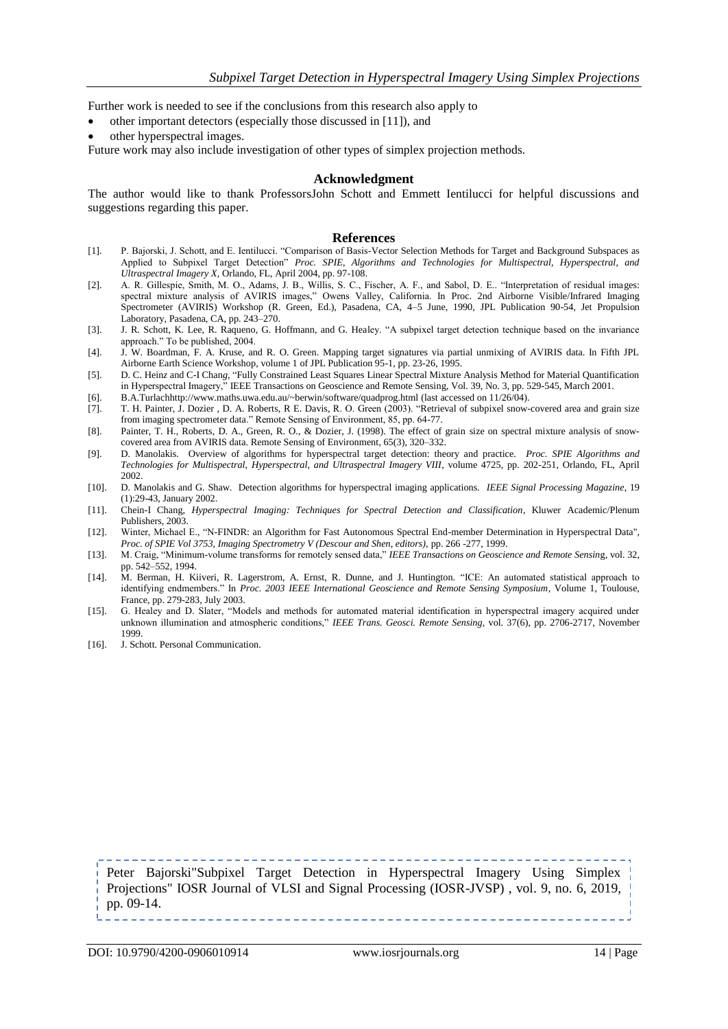Further work is needed to see if the conclusions from this research also apply to

- other important detectors (especially those discussed in [11]), and
- other hyperspectral images.

Future work may also include investigation of other types of simplex projection methods.

## Acknowledgment

The author would like to thank ProfessorsJohn Schott and Emmett Ientilucci for helpful discussions and suggestions regarding this paper.

## References

[1]. P. Bajorski, J. Schott, and E. Ientilucci. "Comparison of Basis-Vector Selection Methods for Target and Background Subspaces as Applied to Subpixel Target Detection" *Proc. SPIE, Algorithms and Technologies for Multispectral, Hyperspectral, and Ultraspectral Imagery X*, Orlando, FL, April 2004, pp. 97-108.

[2]. A. R. Gillespie, Smith, M. O., Adams, J. B., Willis, S. C., Fischer, A. F., and Sabol, D. E.. "Interpretation of residual images: spectral mixture analysis of AVIRIS images," Owens Valley, California. In Proc. 2nd Airborne Visible/Infrared Imaging Spectrometer (AVIRIS) Workshop (R. Green, Ed.), Pasadena, CA, 4–5 June, 1990, JPL Publication 90-54, Jet Propulsion Laboratory, Pasadena, CA, pp. 243–270.

[3]. J. R. Schott, K. Lee, R. Raqueno, G. Hoffmann, and G. Healey. "A subpixel target detection technique based on the invariance approach." To be published, 2004.

[4]. J. W. Boardman, F. A. Kruse, and R. O. Green. Mapping target signatures via partial unmixing of AVIRIS data. In Fifth JPL Airborne Earth Science Workshop, volume 1 of JPL Publication 95-1, pp. 23-26, 1995.

[5]. D. C. Heinz and C-I Chang, "Fully Constrained Least Squares Linear Spectral Mixture Analysis Method for Material Quantification in Hyperspectral Imagery," IEEE Transactions on Geoscience and Remote Sensing, Vol. 39, No. 3, pp. 529-545, March 2001.

[6]. B.A.Turlachhttp://www.maths.uwa.edu.au/~berwin/software/quadprog.html (last accessed on 11/26/04).

[7]. T. H. Painter, J. Dozier , D. A. Roberts, R E. Davis, R. O. Green (2003). "Retrieval of subpixel snow-covered area and grain size from imaging spectrometer data." Remote Sensing of Environment, 85, pp. 64-77.

[8]. Painter, T. H., Roberts, D. A., Green, R. O., & Dozier, J. (1998). The effect of grain size on spectral mixture analysis of snow-covered area from AVIRIS data. Remote Sensing of Environment, 65(3), 320–332.

[9]. D. Manolakis. Overview of algorithms for hyperspectral target detection: theory and practice. *Proc. SPIE Algorithms and Technologies for Multispectral, Hyperspectral, and Ultraspectral Imagery VIII*, volume 4725, pp. 202-251, Orlando, FL, April 2002.

[10]. D. Manolakis and G. Shaw. Detection algorithms for hyperspectral imaging applications. *IEEE Signal Processing Magazine*, 19 (1):29-43, January 2002.

[11]. Chein-I Chang, *Hyperspectral Imaging: Techniques for Spectral Detection and Classification*, Kluwer Academic/Plenum Publishers, 2003.

[12]. Winter, Michael E., "N-FINDR: an Algorithm for Fast Autonomous Spectral End-member Determination in Hyperspectral Data", *Proc. of SPIE Vol 3753, Imaging Spectrometry V (Descour and Shen, editors)*, pp. 266 -277, 1999.

[13]. M. Craig, "Minimum-volume transforms for remotely sensed data," *IEEE Transactions on Geoscience and Remote Sensin*g, vol. 32, pp. 542–552, 1994.

[14]. M. Berman, H. Kiiveri, R. Lagerstrom, A. Ernst, R. Dunne, and J. Huntington. "ICE: An automated statistical approach to identifying endmembers." In *Proc. 2003 IEEE International Geoscience and Remote Sensing Symposium*, Volume 1, Toulouse, France, pp. 279-283, July 2003.

[15]. G. Healey and D. Slater, "Models and methods for automated material identification in hyperspectral imagery acquired under unknown illumination and atmospheric conditions," *IEEE Trans. Geosci. Remote Sensing*, vol. 37(6), pp. 2706-2717, November 1999.

[16]. J. Schott. Personal Communication.

Peter Bajorski"Subpixel Target Detection in Hyperspectral Imagery Using Simplex Projections" IOSR Journal of VLSI and Signal Processing (IOSR-JVSP) , vol. 9, no. 6, 2019, pp. 09-14.